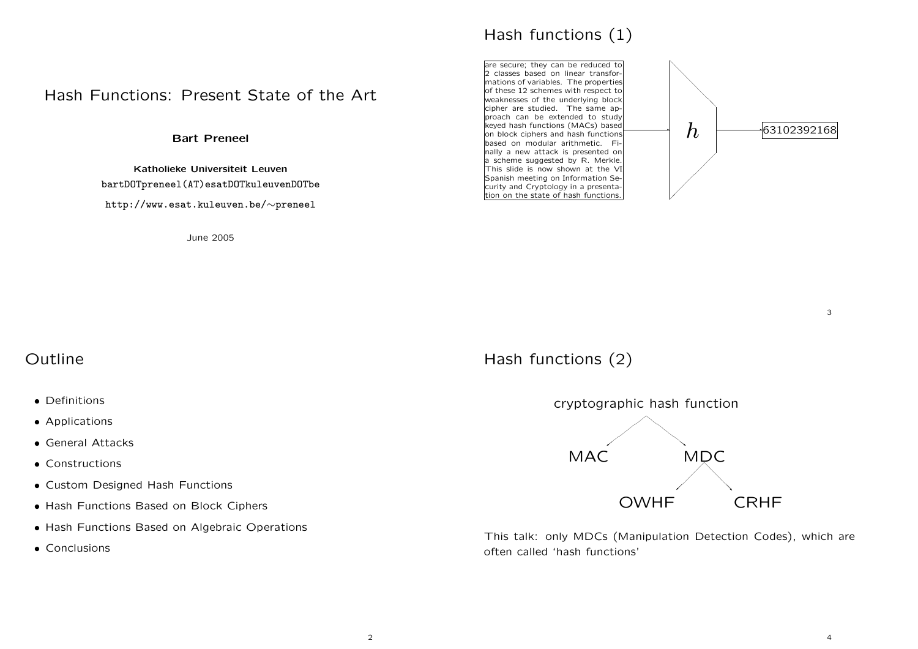# Hash Functions: Present State of the Art

**Bart Preneel**

**Katholieke Universiteit Leuven**

bartDOTpreneel(AT)esatDOTkuleuvenDOTbe

http://www.esat.kuleuven.be/∼preneel

June 2005

## Outline

- Definitions
- Applications
- General Attacks
- Constructions
- Custom Designed Hash Functions
- Hash Functions Based on Block Ciphers
- Hash Functions Based on Algebraic Operations
- Conclusions

## Hash functions (1)

are secure; they can be reduced to 2 classes based on linear transformations of variables. The properties of these 12 schemes with respect to weaknesses of the underlying block cipher are studied. The same approach can be extended to study keyed hash functions (MACs) based on block ciphers and hash functions based on modular arithmetic. Finally a new attack is presented on a scheme suggested by R. Merkle. This slide is now shown at the VI Spanish meeting on Information Security and Cryptology in a presentation on the state of hash functions.

→ $h$ → 63102392168

## Hash functions (2)

cryptographic hash function
- MAC
- MDC
  - OWHF
  - CRHF

This talk: only MDCs (Manipulation Detection Codes), which are often called 'hash functions'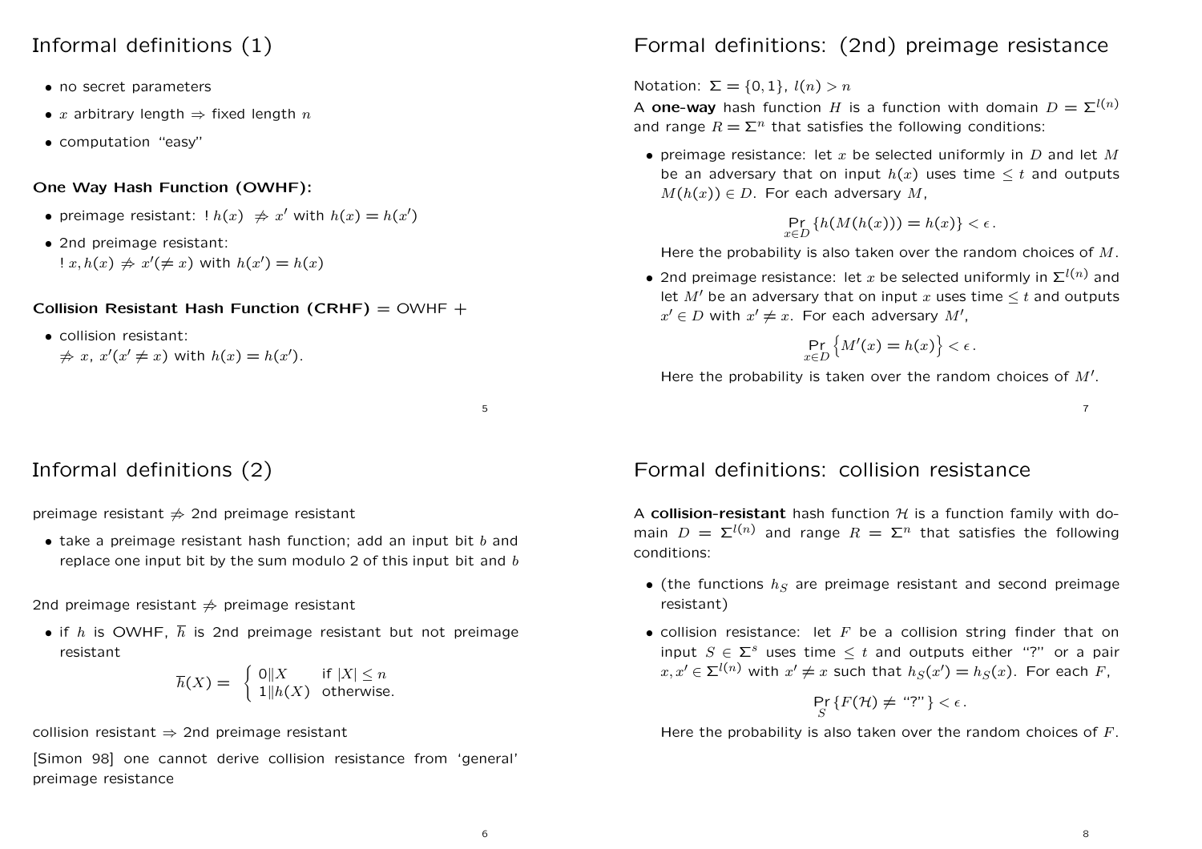# Informal definitions (1)

- no secret parameters
- $x$ arbitrary length $\Rightarrow$ fixed length $n$
- computation "easy"

**One Way Hash Function (OWHF):**

- preimage resistant: $!\, h(x) \not\Rightarrow x'$ with $h(x) = h(x')$
- 2nd preimage resistant:
  $!\, x, h(x) \not\Rightarrow x'(\neq x)$ with $h(x') = h(x)$

**Collision Resistant Hash Function (CRHF)** = OWHF +

- collision resistant:
  $\not\Rightarrow x,\ x'(x' \neq x)$ with $h(x) = h(x')$.

# Informal definitions (2)

preimage resistant $\not\Rightarrow$ 2nd preimage resistant

- take a preimage resistant hash function; add an input bit $b$ and replace one input bit by the sum modulo 2 of this input bit and $b$

2nd preimage resistant $\not\Rightarrow$ preimage resistant

- if $h$ is OWHF, $\overline{h}$ is 2nd preimage resistant but not preimage resistant

$$\overline{h}(X) = \begin{cases} 0 \| X & \text{if } |X| \leq n \\ 1 \| h(X) & \text{otherwise.} \end{cases}$$

collision resistant $\Rightarrow$ 2nd preimage resistant

[Simon 98] one cannot derive collision resistance from 'general' preimage resistance

# Formal definitions: (2nd) preimage resistance

Notation: $\Sigma = \{0, 1\}$, $l(n) > n$

A **one-way** hash function $H$ is a function with domain $D = \Sigma^{l(n)}$ and range $R = \Sigma^n$ that satisfies the following conditions:

- preimage resistance: let $x$ be selected uniformly in $D$ and let $M$ be an adversary that on input $h(x)$ uses time $\leq t$ and outputs $M(h(x)) \in D$. For each adversary $M$,

$$\Pr_{x \in D} \{h(M(h(x))) = h(x)\} < \epsilon \,.$$

  Here the probability is also taken over the random choices of $M$.

- 2nd preimage resistance: let $x$ be selected uniformly in $\Sigma^{l(n)}$ and let $M'$ be an adversary that on input $x$ uses time $\leq t$ and outputs $x' \in D$ with $x' \neq x$. For each adversary $M'$,

$$\Pr_{x \in D} \left\{M'(x) = h(x)\right\} < \epsilon \,.$$

  Here the probability is taken over the random choices of $M'$.

# Formal definitions: collision resistance

A **collision-resistant** hash function $\mathcal{H}$ is a function family with domain $D = \Sigma^{l(n)}$ and range $R = \Sigma^n$ that satisfies the following conditions:

- (the functions $h_S$ are preimage resistant and second preimage resistant)
- collision resistance: let $F$ be a collision string finder that on input $S \in \Sigma^s$ uses time $\leq t$ and outputs either "?" or a pair $x, x' \in \Sigma^{l(n)}$ with $x' \neq x$ such that $h_S(x') = h_S(x)$. For each $F$,

$$\Pr_{S} \{F(\mathcal{H}) \neq \text{"?"}\} < \epsilon \,.$$

  Here the probability is also taken over the random choices of $F$.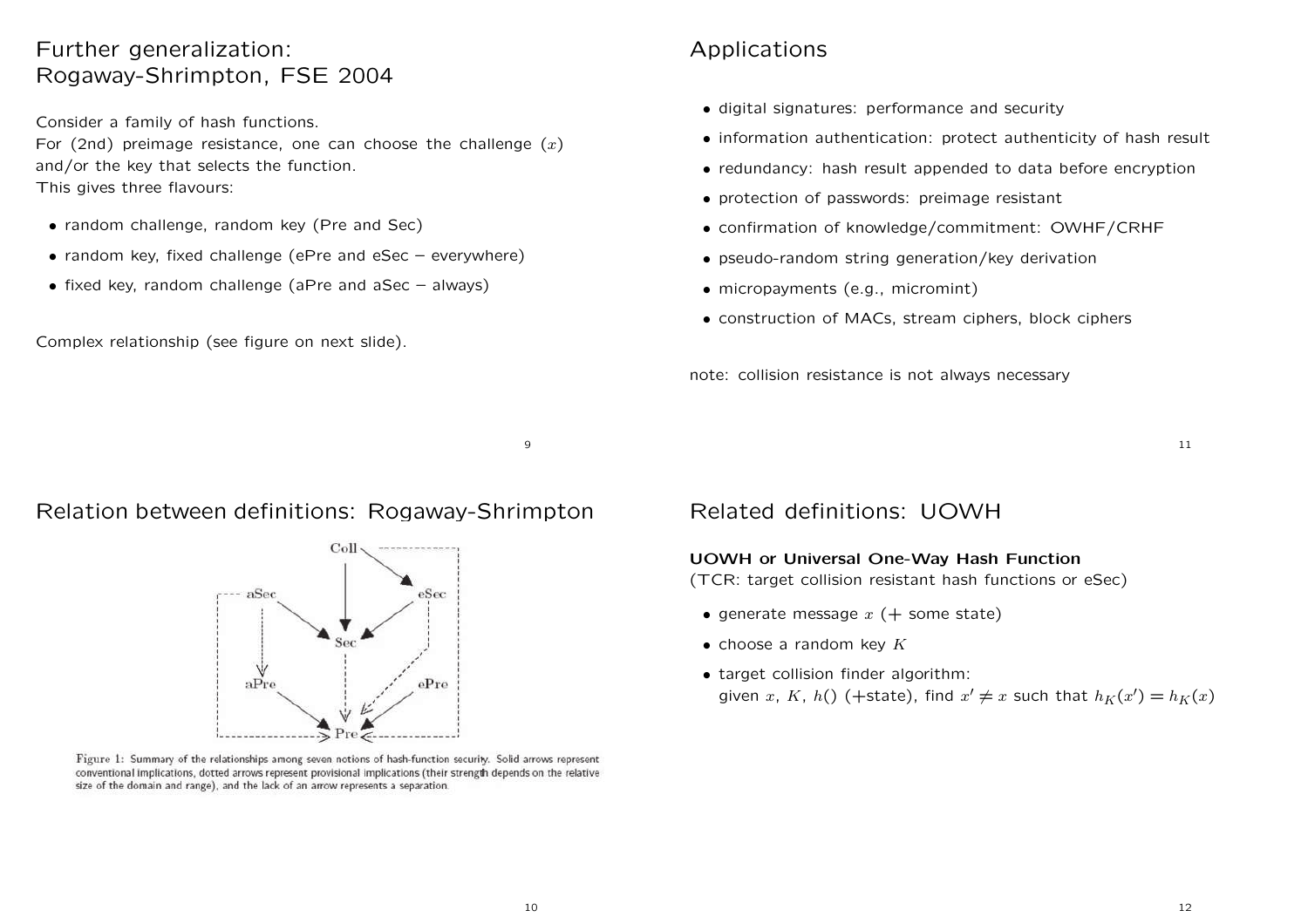# Further generalization: Rogaway-Shrimpton, FSE 2004

Consider a family of hash functions.
For (2nd) preimage resistance, one can choose the challenge ($x$) and/or the key that selects the function.
This gives three flavours:

- random challenge, random key (Pre and Sec)
- random key, fixed challenge (ePre and eSec – everywhere)
- fixed key, random challenge (aPre and aSec – always)

Complex relationship (see figure on next slide).

# Relation between definitions: Rogaway-Shrimpton

Figure 1: Summary of the relationships among seven notions of hash-function security. Solid arrows represent conventional implications, dotted arrows represent provisional implications (their strength depends on the relative size of the domain and range), and the lack of an arrow represents a separation.

# Applications

- digital signatures: performance and security
- information authentication: protect authenticity of hash result
- redundancy: hash result appended to data before encryption
- protection of passwords: preimage resistant
- confirmation of knowledge/commitment: OWHF/CRHF
- pseudo-random string generation/key derivation
- micropayments (e.g., micromint)
- construction of MACs, stream ciphers, block ciphers

note: collision resistance is not always necessary

# Related definitions: UOWH

**UOWH or Universal One-Way Hash Function**
(TCR: target collision resistant hash functions or eSec)

- generate message $x$ (+ some state)
- choose a random key $K$
- target collision finder algorithm:
  given $x$, $K$, $h()$ (+state), find $x' \neq x$ such that $h_K(x') = h_K(x)$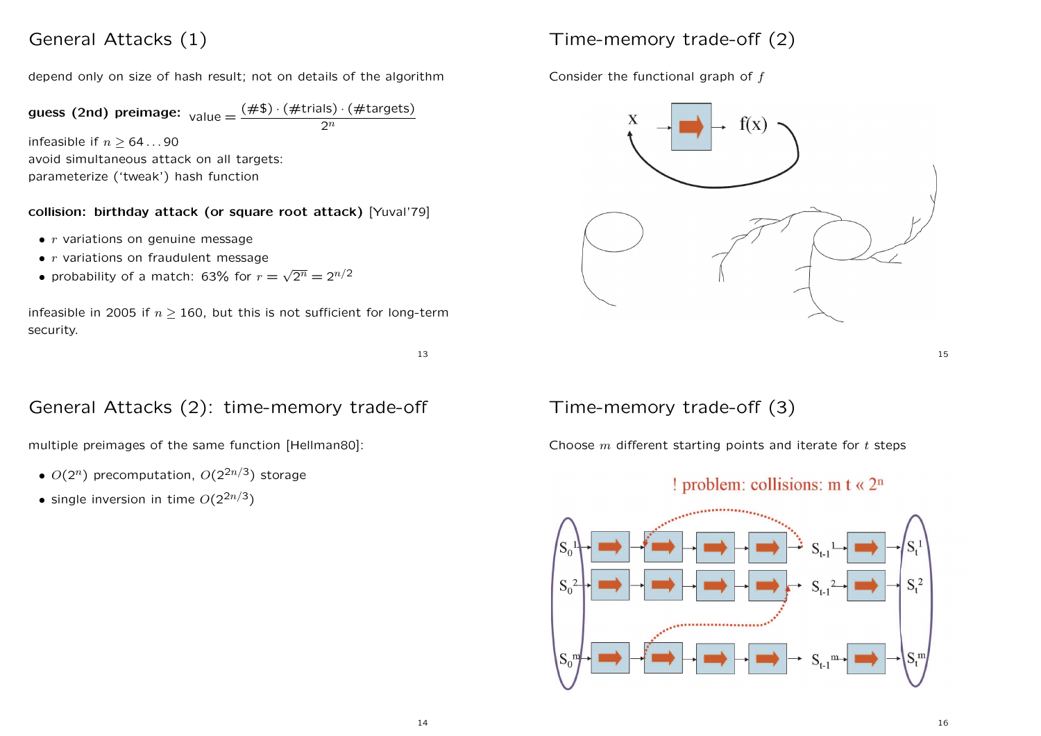## General Attacks (1)

depend only on size of hash result; not on details of the algorithm

**guess (2nd) preimage:** value $= \frac{(\#\$) \cdot (\#\text{trials}) \cdot (\#\text{targets})}{2^n}$

infeasible if $n \geq 64 \ldots 90$
avoid simultaneous attack on all targets:
parameterize ('tweak') hash function

**collision: birthday attack (or square root attack)** [Yuval'79]

- $r$ variations on genuine message
- $r$ variations on fraudulent message
- probability of a match: 63% for $r = \sqrt{2^n} = 2^{n/2}$

infeasible in 2005 if $n \geq 160$, but this is not sufficient for long-term security.

## General Attacks (2): time-memory trade-off

multiple preimages of the same function [Hellman80]:

- $O(2^n)$ precomputation, $O(2^{2n/3})$ storage
- single inversion in time $O(2^{2n/3})$

## Time-memory trade-off (2)

Consider the functional graph of $f$

## Time-memory trade-off (3)

Choose $m$ different starting points and iterate for $t$ steps

! problem: collisions: $m\,t \ll 2^n$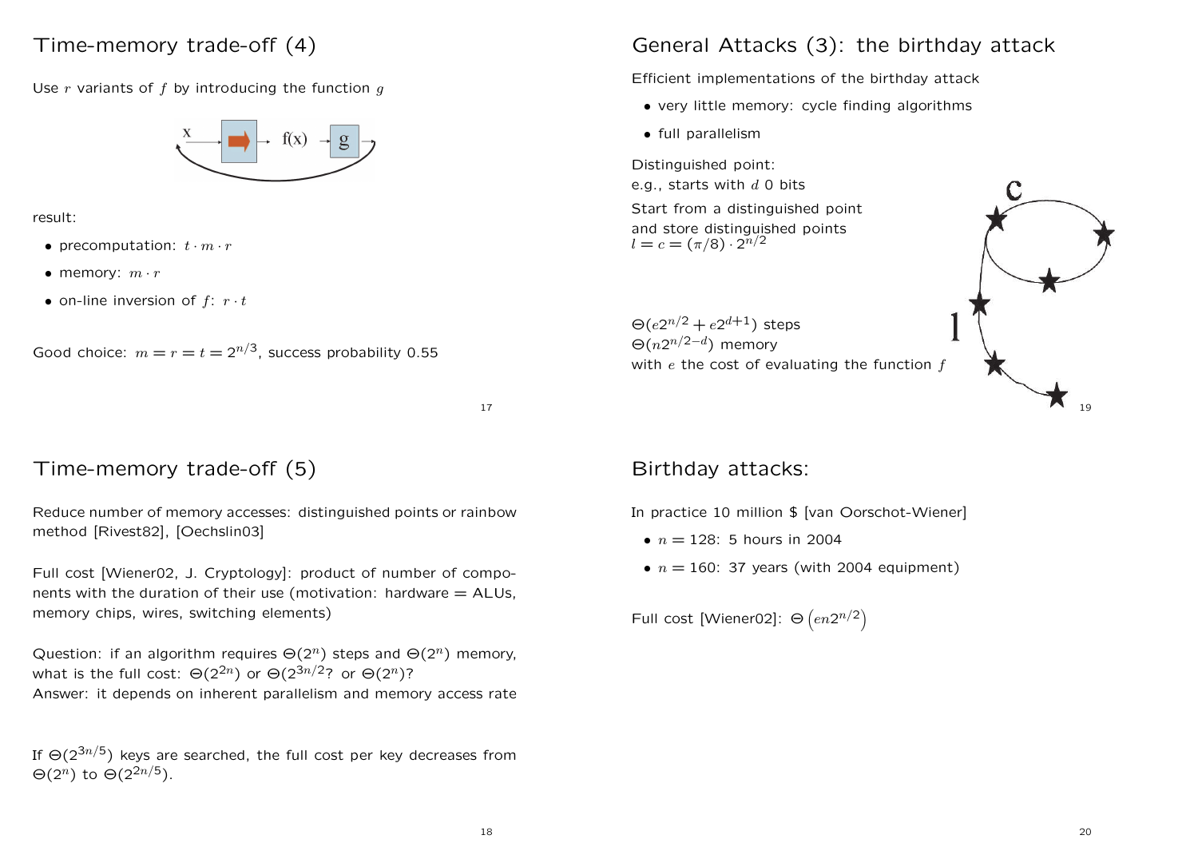## Time-memory trade-off (4)

Use $r$ variants of $f$ by introducing the function $g$

result:

- precomputation: $t \cdot m \cdot r$
- memory: $m \cdot r$
- on-line inversion of $f$: $r \cdot t$

Good choice: $m = r = t = 2^{n/3}$, success probability 0.55

## Time-memory trade-off (5)

Reduce number of memory accesses: distinguished points or rainbow method [Rivest82], [Oechslin03]

Full cost [Wiener02, J. Cryptology]: product of number of components with the duration of their use (motivation: hardware = ALUs, memory chips, wires, switching elements)

Question: if an algorithm requires $\Theta(2^n)$ steps and $\Theta(2^n)$ memory, what is the full cost: $\Theta(2^{2n})$ or $\Theta(2^{3n/2})$? or $\Theta(2^n)$?
Answer: it depends on inherent parallelism and memory access rate

If $\Theta(2^{3n/5})$ keys are searched, the full cost per key decreases from $\Theta(2^n)$ to $\Theta(2^{2n/5})$.

## General Attacks (3): the birthday attack

Efficient implementations of the birthday attack

- very little memory: cycle finding algorithms
- full parallelism

Distinguished point:
e.g., starts with $d$ 0 bits

Start from a distinguished point and store distinguished points
$l = c = (\pi/8) \cdot 2^{n/2}$

$\Theta(e2^{n/2} + e2^{d+1})$ steps
$\Theta(n2^{n/2-d})$ memory
with $e$ the cost of evaluating the function $f$

## Birthday attacks:

In practice 10 million $ [van Oorschot-Wiener]

- $n = 128$: 5 hours in 2004
- $n = 160$: 37 years (with 2004 equipment)

Full cost [Wiener02]: $\Theta\left(en2^{n/2}\right)$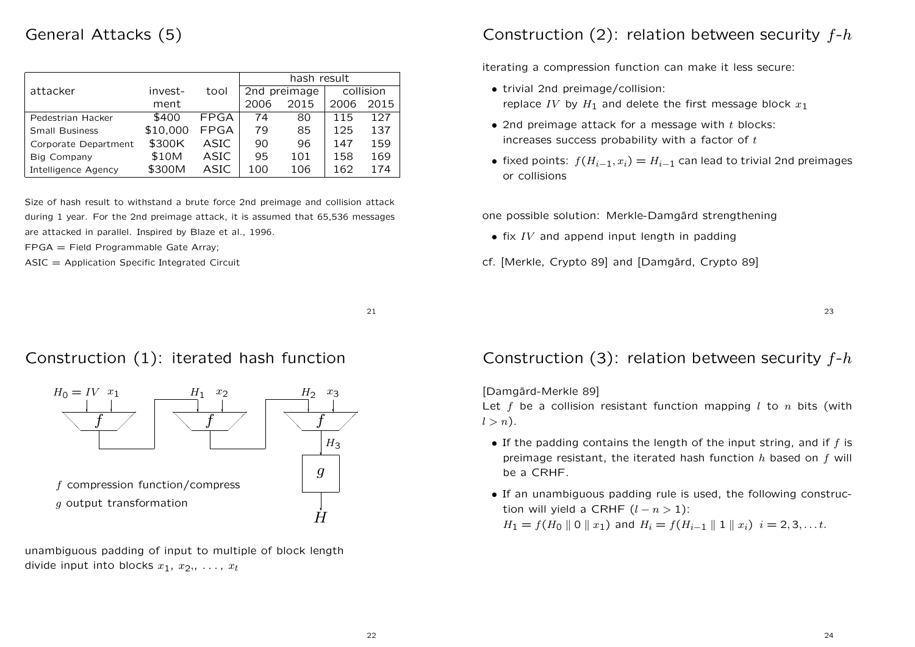## General Attacks (5)

| attacker | invest-ment | tool | hash result | | | |
|---|---|---|---|---|---|---|
| | | | 2nd preimage | | collision | |
| | | | 2006 | 2015 | 2006 | 2015 |
| Pedestrian Hacker | \$400 | FPGA | 74 | 80 | 115 | 127 |
| Small Business | \$10,000 | FPGA | 79 | 85 | 125 | 137 |
| Corporate Department | \$300K | ASIC | 90 | 96 | 147 | 159 |
| Big Company | \$10M | ASIC | 95 | 101 | 158 | 169 |
| Intelligence Agency | \$300M | ASIC | 100 | 106 | 162 | 174 |

Size of hash result to withstand a brute force 2nd preimage and collision attack during 1 year. For the 2nd preimage attack, it is assumed that 65,536 messages are attacked in parallel. Inspired by Blaze et al., 1996.

FPGA = Field Programmable Gate Array;

ASIC = Application Specific Integrated Circuit

## Construction (1): iterated hash function

$H_0 = IV$, $x_1$ → $f$ → $H_1$, $x_2$ → $f$ → $H_2$, $x_3$ → $f$ → $H_3$ → $g$ → $H$

$f$ compression function/compress

$g$ output transformation

unambiguous padding of input to multiple of block length

divide input into blocks $x_1$, $x_2$, ..., $x_t$

## Construction (2): relation between security $f$-$h$

iterating a compression function can make it less secure:

- trivial 2nd preimage/collision: replace $IV$ by $H_1$ and delete the first message block $x_1$
- 2nd preimage attack for a message with $t$ blocks: increases success probability with a factor of $t$
- fixed points: $f(H_{i-1}, x_i) = H_{i-1}$ can lead to trivial 2nd preimages or collisions

one possible solution: Merkle-Damgård strengthening

- fix $IV$ and append input length in padding

cf. [Merkle, Crypto 89] and [Damgård, Crypto 89]

## Construction (3): relation between security $f$-$h$

[Damgård-Merkle 89]

Let $f$ be a collision resistant function mapping $l$ to $n$ bits (with $l > n$).

- If the padding contains the length of the input string, and if $f$ is preimage resistant, the iterated hash function $h$ based on $f$ will be a CRHF.
- If an unambiguous padding rule is used, the following construction will yield a CRHF ($l - n > 1$):
  $H_1 = f(H_0 \parallel 0 \parallel x_1)$ and $H_i = f(H_{i-1} \parallel 1 \parallel x_i)$ $i = 2, 3, \ldots t$.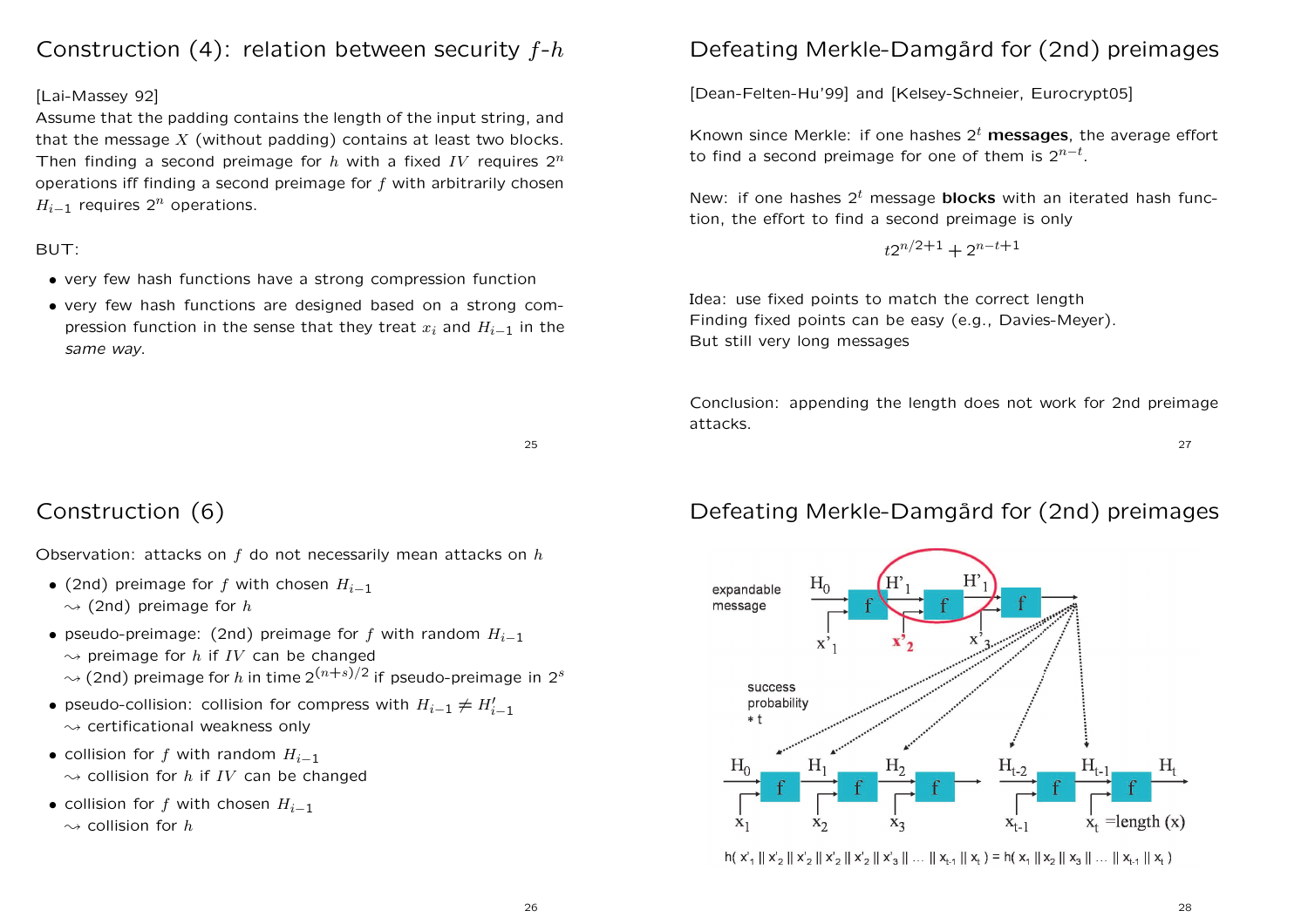## Construction (4): relation between security $f$-$h$

[Lai-Massey 92]
Assume that the padding contains the length of the input string, and that the message $X$ (without padding) contains at least two blocks. Then finding a second preimage for $h$ with a fixed $IV$ requires $2^n$ operations iff finding a second preimage for $f$ with arbitrarily chosen $H_{i-1}$ requires $2^n$ operations.

BUT:

- very few hash functions have a strong compression function
- very few hash functions are designed based on a strong compression function in the sense that they treat $x_i$ and $H_{i-1}$ in the *same way*.

## Defeating Merkle-Damgård for (2nd) preimages

[Dean-Felten-Hu'99] and [Kelsey-Schneier, Eurocrypt05]

Known since Merkle: if one hashes $2^t$ **messages**, the average effort to find a second preimage for one of them is $2^{n-t}$.

New: if one hashes $2^t$ message **blocks** with an iterated hash function, the effort to find a second preimage is only

$$t2^{n/2+1} + 2^{n-t+1}$$

Idea: use fixed points to match the correct length
Finding fixed points can be easy (e.g., Davies-Meyer).
But still very long messages

Conclusion: appending the length does not work for 2nd preimage attacks.

## Construction (6)

Observation: attacks on $f$ do not necessarily mean attacks on $h$

- (2nd) preimage for $f$ with chosen $H_{i-1}$
  $\rightsquigarrow$ (2nd) preimage for $h$
- pseudo-preimage: (2nd) preimage for $f$ with random $H_{i-1}$
  $\rightsquigarrow$ preimage for $h$ if $IV$ can be changed
  $\rightsquigarrow$ (2nd) preimage for $h$ in time $2^{(n+s)/2}$ if pseudo-preimage in $2^s$
- pseudo-collision: collision for compress with $H_{i-1} \neq H'_{i-1}$
  $\rightsquigarrow$ certificational weakness only
- collision for $f$ with random $H_{i-1}$
  $\rightsquigarrow$ collision for $h$ if $IV$ can be changed
- collision for $f$ with chosen $H_{i-1}$
  $\rightsquigarrow$ collision for $h$

## Defeating Merkle-Damgård for (2nd) preimages

expandable message: $H_0$, $H'_1$, $H'_1$, $x'_1$, $x'_2$, $x'_3$

success probability $*\,t$

$H_0$, $H_1$, $H_2$, $H_{t-2}$, $H_{t-1}$, $H_t$; $x_1$, $x_2$, $x_3$, $x_{t-1}$, $x_t$ = length (x)

$$h(x'_1 \,\|\, x'_2 \,\|\, x'_2 \,\|\, x'_2 \,\|\, x'_2 \,\|\, x'_3 \,\|\, \ldots \,\|\, x_{t-1} \,\|\, x_t) = h(x_1 \,\|\, x_2 \,\|\, x_3 \,\|\, \ldots \,\|\, x_{t-1} \,\|\, x_t)$$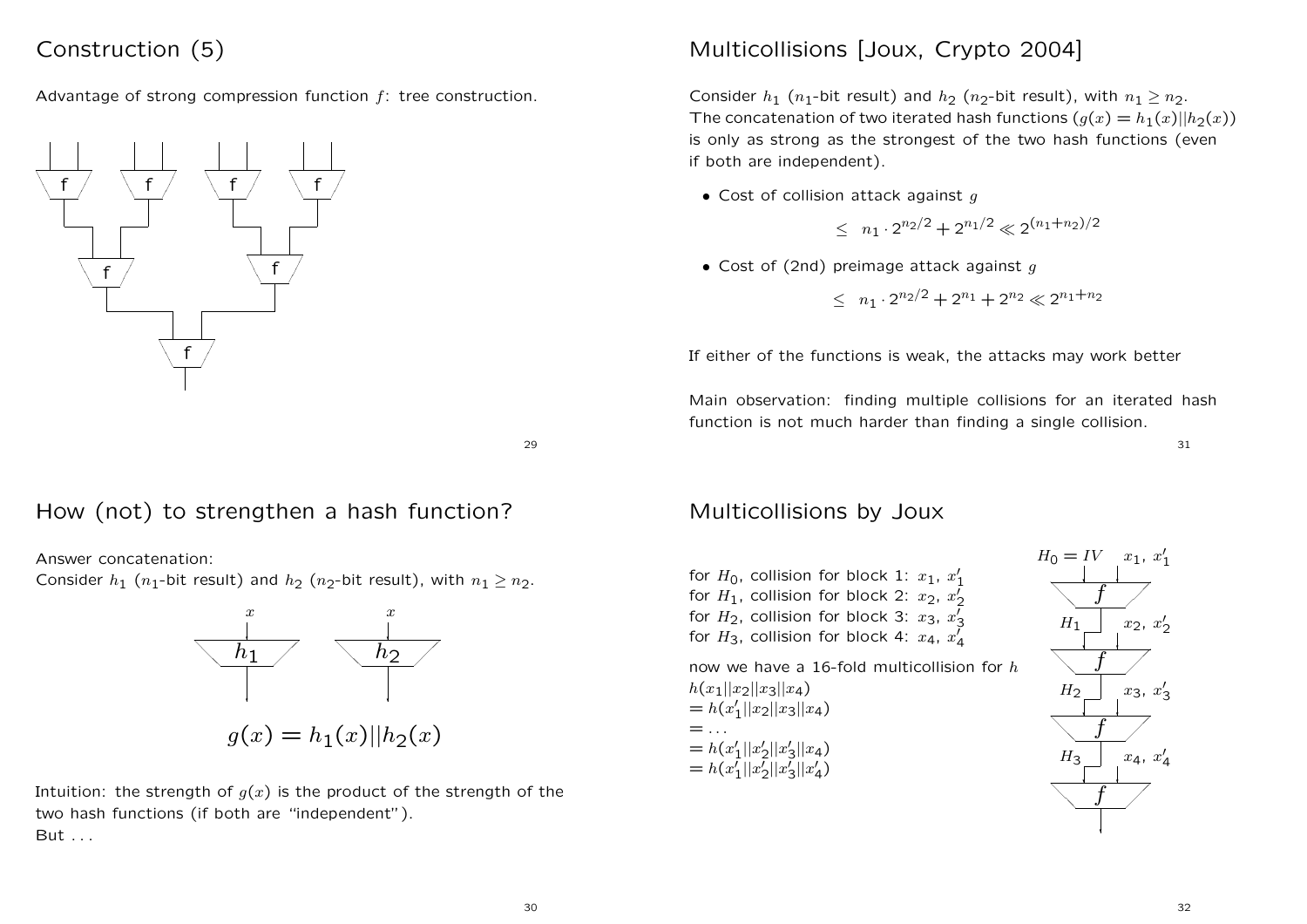## Construction (5)

Advantage of strong compression function $f$: tree construction.

## How (not) to strengthen a hash function?

Answer concatenation:
Consider $h_1$ ($n_1$-bit result) and $h_2$ ($n_2$-bit result), with $n_1 \geq n_2$.

$$g(x) = h_1(x)||h_2(x)$$

Intuition: the strength of $g(x)$ is the product of the strength of the two hash functions (if both are "independent").
But . . .

## Multicollisions [Joux, Crypto 2004]

Consider $h_1$ ($n_1$-bit result) and $h_2$ ($n_2$-bit result), with $n_1 \geq n_2$.
The concatenation of two iterated hash functions ($g(x) = h_1(x)||h_2(x)$) is only as strong as the strongest of the two hash functions (even if both are independent).

- Cost of collision attack against $g$

$$\leq \; n_1 \cdot 2^{n_2/2} + 2^{n_1/2} \ll 2^{(n_1+n_2)/2}$$

- Cost of (2nd) preimage attack against $g$

$$\leq \; n_1 \cdot 2^{n_2/2} + 2^{n_1} + 2^{n_2} \ll 2^{n_1+n_2}$$

If either of the functions is weak, the attacks may work better

Main observation: finding multiple collisions for an iterated hash function is not much harder than finding a single collision.

## Multicollisions by Joux

for $H_0$, collision for block 1: $x_1$, $x'_1$
for $H_1$, collision for block 2: $x_2$, $x'_2$
for $H_2$, collision for block 3: $x_3$, $x'_3$
for $H_3$, collision for block 4: $x_4$, $x'_4$

now we have a 16-fold multicollision for $h$
$h(x_1||x_2||x_3||x_4)$
$= h(x'_1||x_2||x_3||x_4)$
$= \ldots$
$= h(x'_1||x'_2||x'_3||x_4)$
$= h(x'_1||x'_2||x'_3||x'_4)$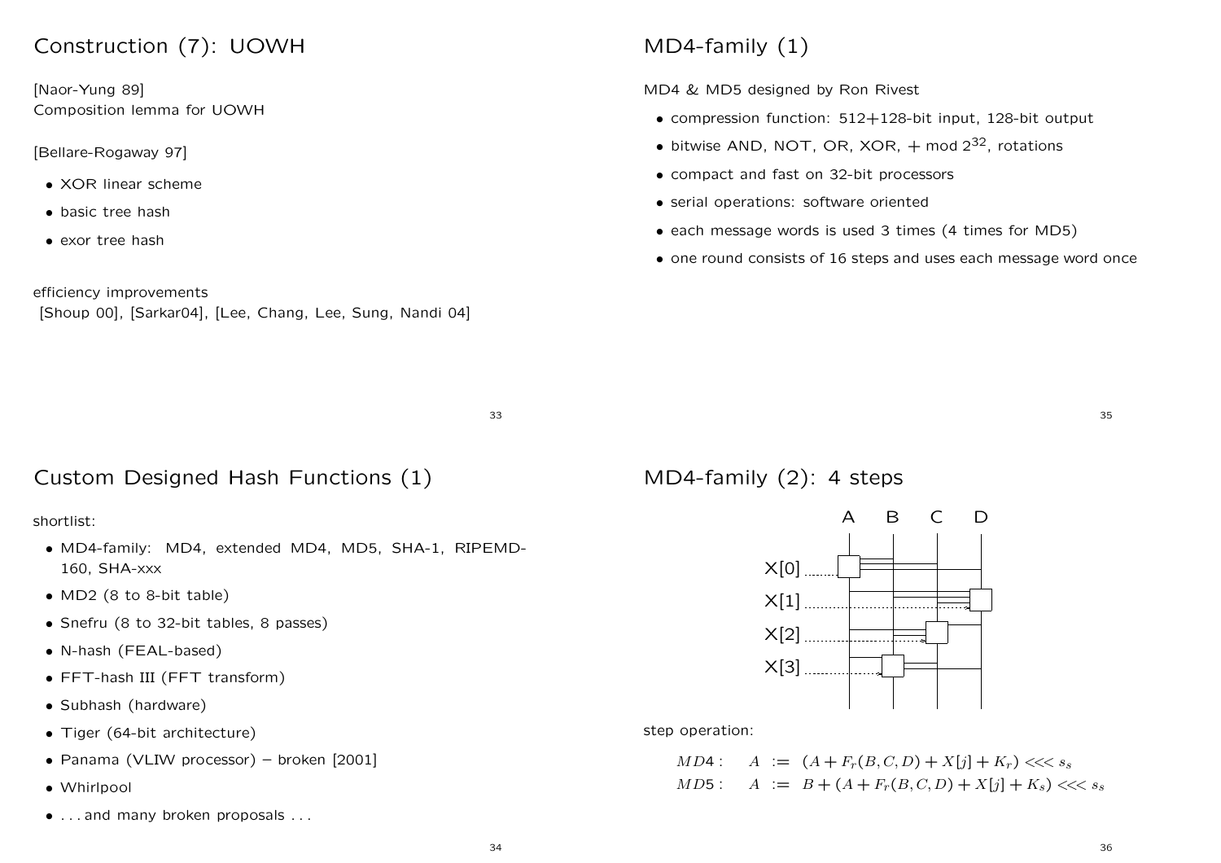# Construction (7): UOWH

[Naor-Yung 89]
Composition lemma for UOWH

[Bellare-Rogaway 97]

- XOR linear scheme
- basic tree hash
- exor tree hash

efficiency improvements
[Shoup 00], [Sarkar04], [Lee, Chang, Lee, Sung, Nandi 04]

# Custom Designed Hash Functions (1)

shortlist:

- MD4-family: MD4, extended MD4, MD5, SHA-1, RIPEMD-160, SHA-xxx
- MD2 (8 to 8-bit table)
- Snefru (8 to 32-bit tables, 8 passes)
- N-hash (FEAL-based)
- FFT-hash III (FFT transform)
- Subhash (hardware)
- Tiger (64-bit architecture)
- Panama (VLIW processor) – broken [2001]
- Whirlpool
- . . . and many broken proposals . . .

# MD4-family (1)

MD4 & MD5 designed by Ron Rivest

- compression function: 512+128-bit input, 128-bit output
- bitwise AND, NOT, OR, XOR, $+ \bmod 2^{32}$, rotations
- compact and fast on 32-bit processors
- serial operations: software oriented
- each message words is used 3 times (4 times for MD5)
- one round consists of 16 steps and uses each message word once

# MD4-family (2): 4 steps

A B C D

X[0]
X[1]
X[2]
X[3]

step operation:

$$MD4: \quad A := (A + F_r(B,C,D) + X[j] + K_r) <\!<\!< s_s$$
$$MD5: \quad A := B + (A + F_r(B,C,D) + X[j] + K_s) <\!<\!< s_s$$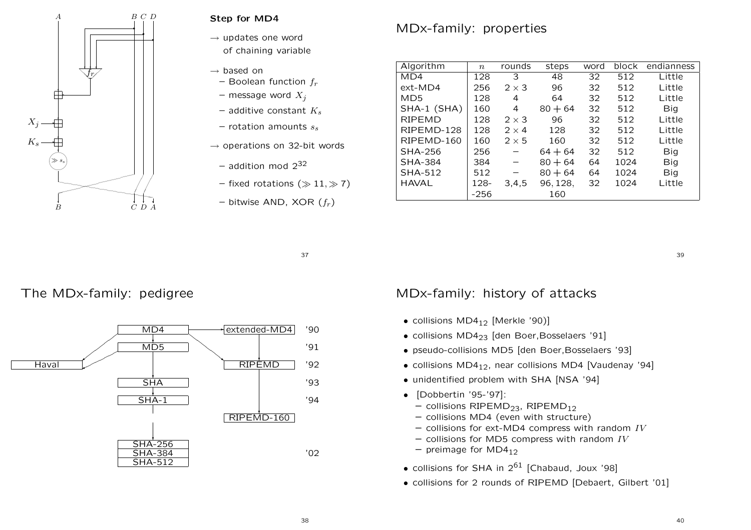A B C D

$f_r$

$X_j$

$K_s$

$\lll s_s$

B C D A

### Step for MD4

→ updates one word of chaining variable

→ based on
- Boolean function $f_r$
- message word $X_j$
- additive constant $K_s$
- rotation amounts $s_s$

→ operations on 32-bit words
- addition mod $2^{32}$
- fixed rotations ($\gg 11, \gg 7$)
- bitwise AND, XOR ($f_r$)

## The MDx-family: pedigree

| Year | | | |
|---|---|---|---|
| '90 | | MD4 | extended-MD4 |
| '91 | | MD5 | |
| '92 | Haval | | RIPEMD |
| '93 | | SHA | |
| '94 | | SHA-1 | |
| | | | RIPEMD-160 |
| '02 | | SHA-256, SHA-384, SHA-512 | |

## MDx-family: properties

| Algorithm | $n$ | rounds | steps | word | block | endianness |
|---|---|---|---|---|---|---|
| MD4 | 128 | 3 | 48 | 32 | 512 | Little |
| ext-MD4 | 256 | $2 \times 3$ | 96 | 32 | 512 | Little |
| MD5 | 128 | 4 | 64 | 32 | 512 | Little |
| SHA-1 (SHA) | 160 | 4 | $80 + 64$ | 32 | 512 | Big |
| RIPEMD | 128 | $2 \times 3$ | 96 | 32 | 512 | Little |
| RIPEMD-128 | 128 | $2 \times 4$ | 128 | 32 | 512 | Little |
| RIPEMD-160 | 160 | $2 \times 5$ | 160 | 32 | 512 | Little |
| SHA-256 | 256 | $-$ | $64 + 64$ | 32 | 512 | Big |
| SHA-384 | 384 | $-$ | $80 + 64$ | 64 | 1024 | Big |
| SHA-512 | 512 | $-$ | $80 + 64$ | 64 | 1024 | Big |
| HAVAL | 128- -256 | 3,4,5 | 96, 128, 160 | 32 | 1024 | Little |

## MDx-family: history of attacks

- collisions $MD4_{12}$ [Merkle '90)]
- collisions $MD4_{23}$ [den Boer,Bosselaers '91]
- pseudo-collisions MD5 [den Boer,Bosselaers '93]
- collisions $MD4_{12}$, near collisions MD4 [Vaudenay '94]
- unidentified problem with SHA [NSA '94]
- [Dobbertin '95-'97]:
  - collisions $RIPEMD_{23}$, $RIPEMD_{12}$
  - collisions MD4 (even with structure)
  - collisions for ext-MD4 compress with random $IV$
  - collisions for MD5 compress with random $IV$
  - preimage for $MD4_{12}$
- collisions for SHA in $2^{61}$ [Chabaud, Joux '98]
- collisions for 2 rounds of RIPEMD [Debaert, Gilbert '01]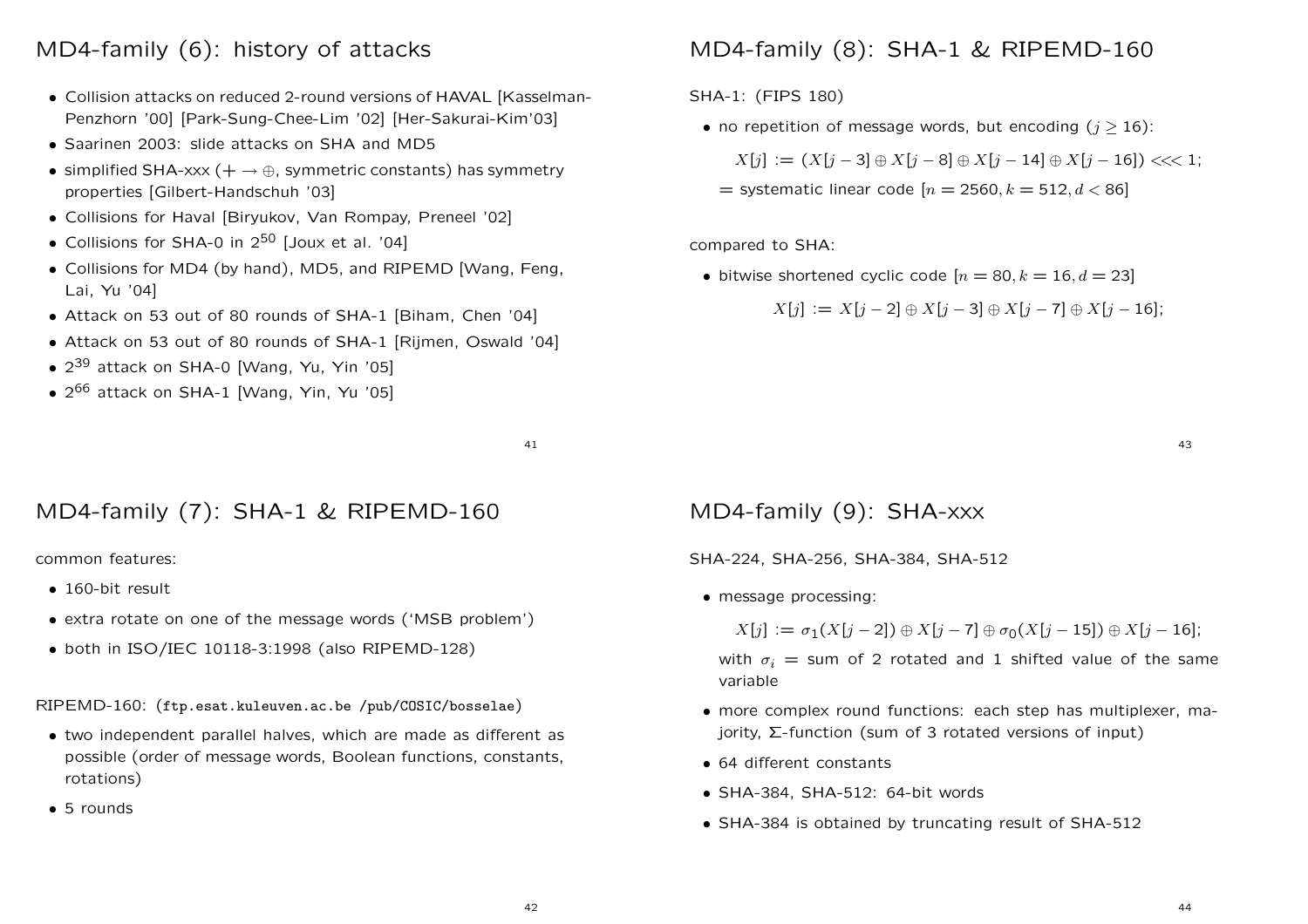## MD4-family (6): history of attacks

- Collision attacks on reduced 2-round versions of HAVAL [Kasselman-Penzhorn '00] [Park-Sung-Chee-Lim '02] [Her-Sakurai-Kim'03]
- Saarinen 2003: slide attacks on SHA and MD5
- simplified SHA-xxx ($+ \rightarrow \oplus$, symmetric constants) has symmetry properties [Gilbert-Handschuh '03]
- Collisions for Haval [Biryukov, Van Rompay, Preneel '02]
- Collisions for SHA-0 in $2^{50}$ [Joux et al. '04]
- Collisions for MD4 (by hand), MD5, and RIPEMD [Wang, Feng, Lai, Yu '04]
- Attack on 53 out of 80 rounds of SHA-1 [Biham, Chen '04]
- Attack on 53 out of 80 rounds of SHA-1 [Rijmen, Oswald '04]
- $2^{39}$ attack on SHA-0 [Wang, Yu, Yin '05]
- $2^{66}$ attack on SHA-1 [Wang, Yin, Yu '05]

## MD4-family (7): SHA-1 & RIPEMD-160

common features:

- 160-bit result
- extra rotate on one of the message words ('MSB problem')
- both in ISO/IEC 10118-3:1998 (also RIPEMD-128)

RIPEMD-160: (`ftp.esat.kuleuven.ac.be /pub/COSIC/bosselae`)

- two independent parallel halves, which are made as different as possible (order of message words, Boolean functions, constants, rotations)
- 5 rounds

## MD4-family (8): SHA-1 & RIPEMD-160

SHA-1: (FIPS 180)

- no repetition of message words, but encoding ($j \geq 16$):

  $$X[j] := (X[j-3] \oplus X[j-8] \oplus X[j-14] \oplus X[j-16]) <<< 1;$$

  = systematic linear code $[n = 2560, k = 512, d < 86]$

compared to SHA:

- bitwise shortened cyclic code $[n = 80, k = 16, d = 23]$

  $$X[j] := X[j-2] \oplus X[j-3] \oplus X[j-7] \oplus X[j-16];$$

## MD4-family (9): SHA-xxx

SHA-224, SHA-256, SHA-384, SHA-512

- message processing:

  $$X[j] := \sigma_1(X[j-2]) \oplus X[j-7] \oplus \sigma_0(X[j-15]) \oplus X[j-16];$$

  with $\sigma_i$ = sum of 2 rotated and 1 shifted value of the same variable
- more complex round functions: each step has multiplexer, majority, $\Sigma$-function (sum of 3 rotated versions of input)
- 64 different constants
- SHA-384, SHA-512: 64-bit words
- SHA-384 is obtained by truncating result of SHA-512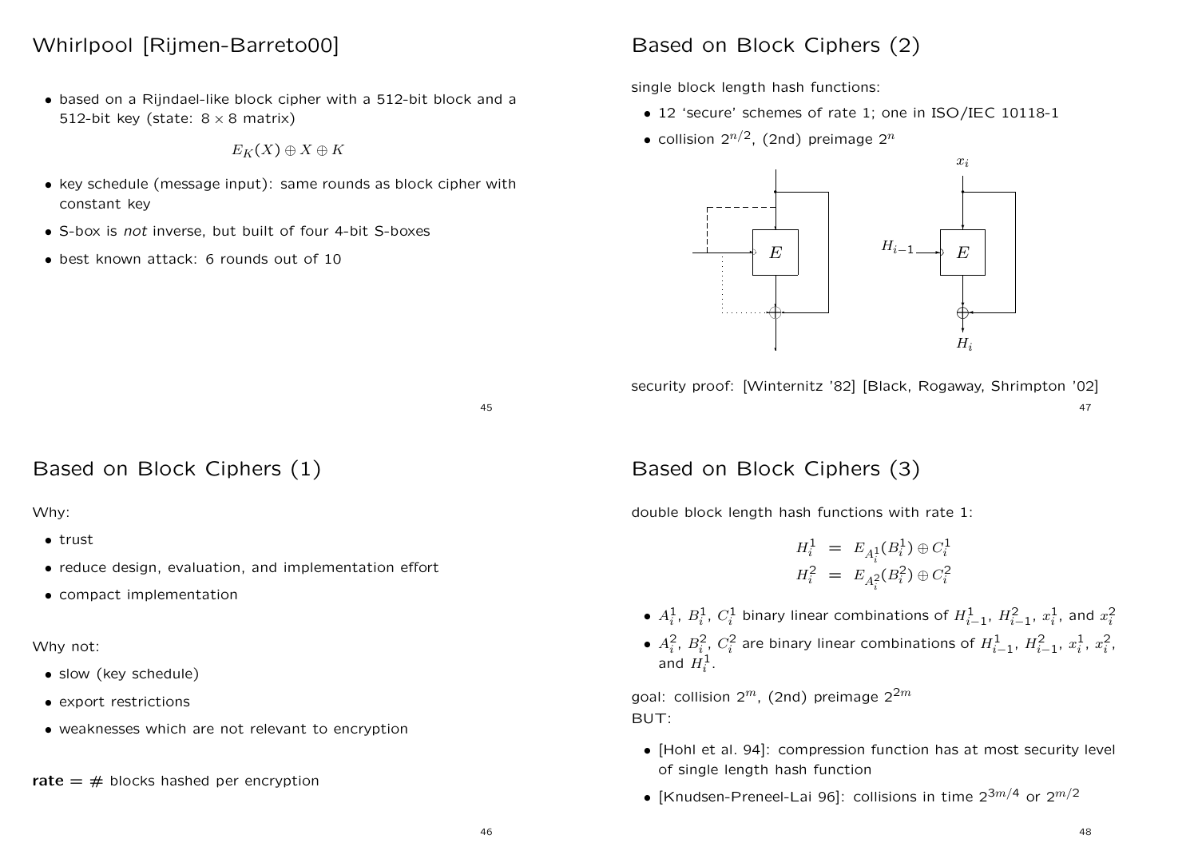# Whirlpool [Rijmen-Barreto00]

- based on a Rijndael-like block cipher with a 512-bit block and a 512-bit key (state: $8 \times 8$ matrix)

$$E_K(X) \oplus X \oplus K$$

- key schedule (message input): same rounds as block cipher with constant key
- S-box is *not* inverse, but built of four 4-bit S-boxes
- best known attack: 6 rounds out of 10

# Based on Block Ciphers (1)

Why:

- trust
- reduce design, evaluation, and implementation effort
- compact implementation

Why not:

- slow (key schedule)
- export restrictions
- weaknesses which are not relevant to encryption

**rate** = # blocks hashed per encryption

# Based on Block Ciphers (2)

single block length hash functions:

- 12 'secure' schemes of rate 1; one in ISO/IEC 10118-1
- collision $2^{n/2}$, (2nd) preimage $2^n$

security proof: [Winternitz '82] [Black, Rogaway, Shrimpton '02]

# Based on Block Ciphers (3)

double block length hash functions with rate 1:

$$H_i^1 = E_{A_i^1}(B_i^1) \oplus C_i^1$$
$$H_i^2 = E_{A_i^2}(B_i^2) \oplus C_i^2$$

- $A_i^1$, $B_i^1$, $C_i^1$ binary linear combinations of $H_{i-1}^1$, $H_{i-1}^2$, $x_i^1$, and $x_i^2$
- $A_i^2$, $B_i^2$, $C_i^2$ are binary linear combinations of $H_{i-1}^1$, $H_{i-1}^2$, $x_i^1$, $x_i^2$, and $H_i^1$.

goal: collision $2^m$, (2nd) preimage $2^{2m}$

BUT:

- [Hohl et al. 94]: compression function has at most security level of single length hash function
- [Knudsen-Preneel-Lai 96]: collisions in time $2^{3m/4}$ or $2^{m/2}$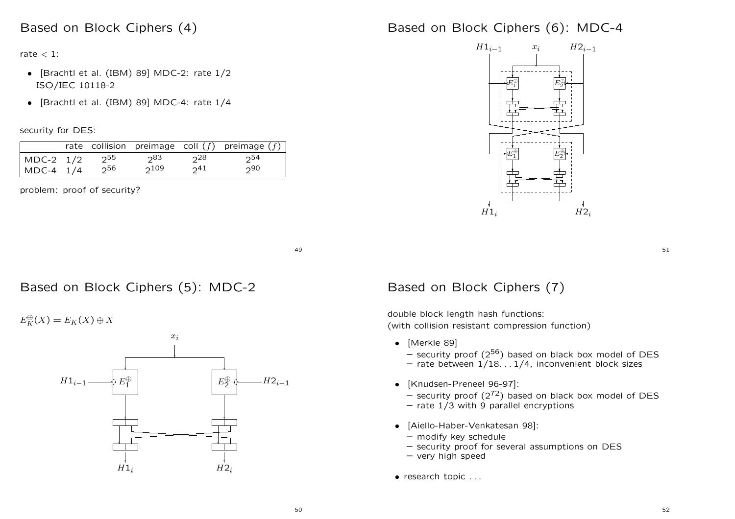# Based on Block Ciphers (4)

rate < 1:

- [Brachtl et al. (IBM) 89] MDC-2: rate 1/2 ISO/IEC 10118-2
- [Brachtl et al. (IBM) 89] MDC-4: rate 1/4

security for DES:

| | rate | collision | preimage | coll ($f$) | preimage ($f$) |
|---|---|---|---|---|---|
| MDC-2 | 1/2 | $2^{55}$ | $2^{83}$ | $2^{28}$ | $2^{54}$ |
| MDC-4 | 1/4 | $2^{56}$ | $2^{109}$ | $2^{41}$ | $2^{90}$ |

problem: proof of security?

# Based on Block Ciphers (5): MDC-2

$E_K^{\oplus}(X) = E_K(X) \oplus X$

$x_i$

$H1_{i-1}$ $E_1^{\oplus}$ $E_2^{\oplus}$ $H2_{i-1}$

$H1_i$ $H2_i$

# Based on Block Ciphers (6): MDC-4

$H1_{i-1}$ $x_i$ $H2_{i-1}$

$E_1^{\oplus}$ $E_2^{\oplus}$

$E_1^{\oplus}$ $E_2^{\oplus}$

$H1_i$ $H2_i$

# Based on Block Ciphers (7)

double block length hash functions:
(with collision resistant compression function)

- [Merkle 89]
  - security proof ($2^{56}$) based on black box model of DES
  - rate between 1/18. . . 1/4, inconvenient block sizes
- [Knudsen-Preneel 96-97]:
  - security proof ($2^{72}$) based on black box model of DES
  - rate 1/3 with 9 parallel encryptions
- [Aiello-Haber-Venkatesan 98]:
  - modify key schedule
  - security proof for several assumptions on DES
  - very high speed
- research topic . . .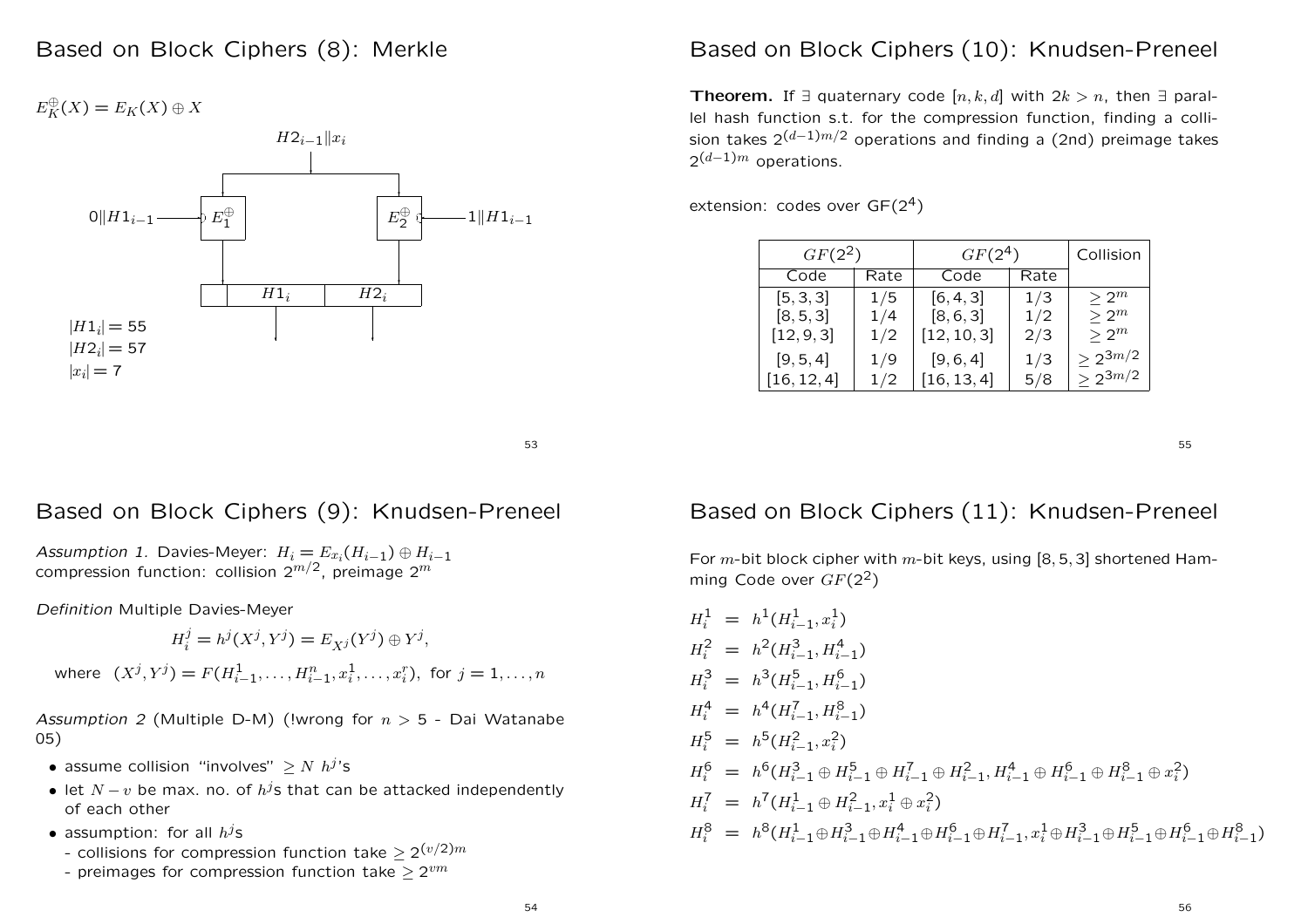# Based on Block Ciphers (8): Merkle

$E_K^{\oplus}(X) = E_K(X) \oplus X$

$H2_{i-1} \| x_i$

$0 \| H1_{i-1}$ → $E_1^{\oplus}$

$E_2^{\oplus}$ ← $1 \| H1_{i-1}$

$H1_i$ $H2_i$

$|H1_i| = 55$

$|H2_i| = 57$

$|x_i| = 7$

# Based on Block Ciphers (9): Knudsen-Preneel

*Assumption 1.* Davies-Meyer: $H_i = E_{x_i}(H_{i-1}) \oplus H_{i-1}$
compression function: collision $2^{m/2}$, preimage $2^m$

*Definition* Multiple Davies-Meyer

$$H_i^j = h^j(X^j, Y^j) = E_{X^j}(Y^j) \oplus Y^j,$$

where $(X^j, Y^j) = F(H_{i-1}^1, \ldots, H_{i-1}^n, x_i^1, \ldots, x_i^r)$, for $j = 1, \ldots, n$

*Assumption 2* (Multiple D-M) (!wrong for $n > 5$ - Dai Watanabe 05)

- assume collision "involves" $\geq N$ $h^j$'s
- let $N - v$ be max. no. of $h^j$s that can be attacked independently of each other
- assumption: for all $h^j$s
  - collisions for compression function take $\geq 2^{(v/2)m}$
  - preimages for compression function take $\geq 2^{vm}$

# Based on Block Ciphers (10): Knudsen-Preneel

**Theorem.** If $\exists$ quaternary code $[n, k, d]$ with $2k > n$, then $\exists$ parallel hash function s.t. for the compression function, finding a collision takes $2^{(d-1)m/2}$ operations and finding a (2nd) preimage takes $2^{(d-1)m}$ operations.

extension: codes over GF($2^4$)

| $GF(2^2)$ | | $GF(2^4)$ | | Collision |
|---|---|---|---|---|
| Code | Rate | Code | Rate | |
| $[5,3,3]$ | 1/5 | $[6,4,3]$ | 1/3 | $\geq 2^m$ |
| $[8,5,3]$ | 1/4 | $[8,6,3]$ | 1/2 | $\geq 2^m$ |
| $[12,9,3]$ | 1/2 | $[12,10,3]$ | 2/3 | $\geq 2^m$ |
| $[9,5,4]$ | 1/9 | $[9,6,4]$ | 1/3 | $\geq 2^{3m/2}$ |
| $[16,12,4]$ | 1/2 | $[16,13,4]$ | 5/8 | $\geq 2^{3m/2}$ |

# Based on Block Ciphers (11): Knudsen-Preneel

For $m$-bit block cipher with $m$-bit keys, using $[8, 5, 3]$ shortened Hamming Code over $GF(2^2)$

$$
\begin{aligned}
H_i^1 &= h^1(H_{i-1}^1, x_i^1) \\
H_i^2 &= h^2(H_{i-1}^3, H_{i-1}^4) \\
H_i^3 &= h^3(H_{i-1}^5, H_{i-1}^6) \\
H_i^4 &= h^4(H_{i-1}^7, H_{i-1}^8) \\
H_i^5 &= h^5(H_{i-1}^2, x_i^2) \\
H_i^6 &= h^6(H_{i-1}^3 \oplus H_{i-1}^5 \oplus H_{i-1}^7 \oplus H_{i-1}^2, H_{i-1}^4 \oplus H_{i-1}^6 \oplus H_{i-1}^8 \oplus x_i^2) \\
H_i^7 &= h^7(H_{i-1}^1 \oplus H_{i-1}^2, x_i^1 \oplus x_i^2) \\
H_i^8 &= h^8(H_{i-1}^1 \oplus H_{i-1}^3 \oplus H_{i-1}^4 \oplus H_{i-1}^6 \oplus H_{i-1}^7, x_i^1 \oplus H_{i-1}^3 \oplus H_{i-1}^5 \oplus H_{i-1}^6 \oplus H_{i-1}^8)
\end{aligned}
$$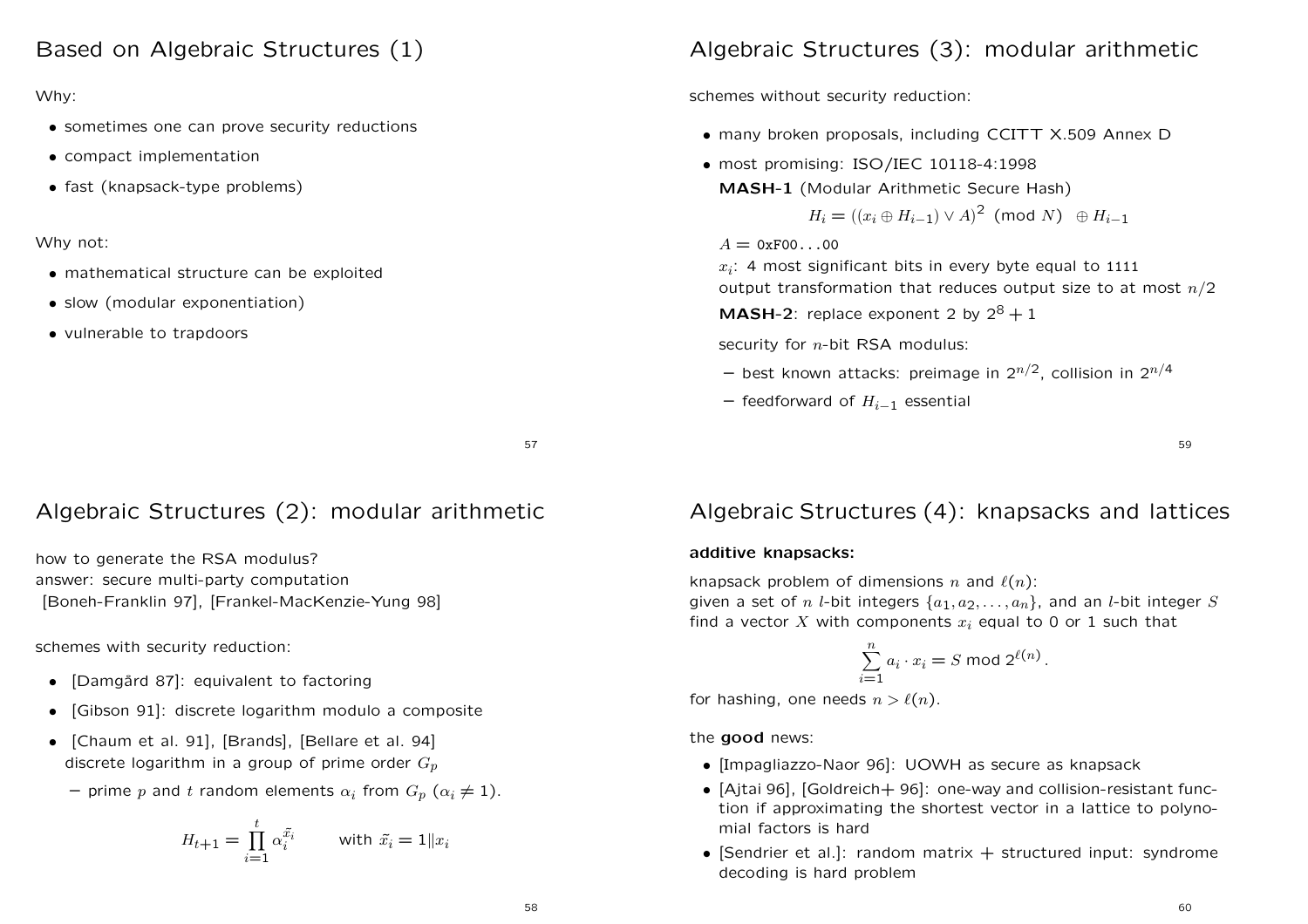## Based on Algebraic Structures (1)

Why:

- sometimes one can prove security reductions
- compact implementation
- fast (knapsack-type problems)

Why not:

- mathematical structure can be exploited
- slow (modular exponentiation)
- vulnerable to trapdoors

## Algebraic Structures (2): modular arithmetic

how to generate the RSA modulus?
answer: secure multi-party computation
[Boneh-Franklin 97], [Frankel-MacKenzie-Yung 98]

schemes with security reduction:

- [Damgård 87]: equivalent to factoring
- [Gibson 91]: discrete logarithm modulo a composite
- [Chaum et al. 91], [Brands], [Bellare et al. 94] discrete logarithm in a group of prime order $G_p$
  - prime $p$ and $t$ random elements $\alpha_i$ from $G_p$ ($\alpha_i \neq 1$).

$$H_{t+1} = \prod_{i=1}^{t} \alpha_i^{\tilde{x}_i} \qquad \text{with } \tilde{x}_i = 1 \| x_i$$

## Algebraic Structures (3): modular arithmetic

schemes without security reduction:

- many broken proposals, including CCITT X.509 Annex D
- most promising: ISO/IEC 10118-4:1998

  **MASH-1** (Modular Arithmetic Secure Hash)

  $$H_i = ((x_i \oplus H_{i-1}) \vee A)^2 \pmod{N} \quad \oplus H_{i-1}$$

  $A =$ `0xF00...00`

  $x_i$: 4 most significant bits in every byte equal to `1111`

  output transformation that reduces output size to at most $n/2$

  **MASH-2**: replace exponent 2 by $2^8 + 1$

  security for $n$-bit RSA modulus:

  - best known attacks: preimage in $2^{n/2}$, collision in $2^{n/4}$
  - feedforward of $H_{i-1}$ essential

## Algebraic Structures (4): knapsacks and lattices

**additive knapsacks:**

knapsack problem of dimensions $n$ and $\ell(n)$:
given a set of $n$ $l$-bit integers $\{a_1, a_2, \ldots, a_n\}$, and an $l$-bit integer $S$ find a vector $X$ with components $x_i$ equal to 0 or 1 such that

$$\sum_{i=1}^{n} a_i \cdot x_i = S \bmod 2^{\ell(n)}.$$

for hashing, one needs $n > \ell(n)$.

the **good** news:

- [Impagliazzo-Naor 96]: UOWH as secure as knapsack
- [Ajtai 96], [Goldreich+ 96]: one-way and collision-resistant function if approximating the shortest vector in a lattice to polynomial factors is hard
- [Sendrier et al.]: random matrix + structured input: syndrome decoding is hard problem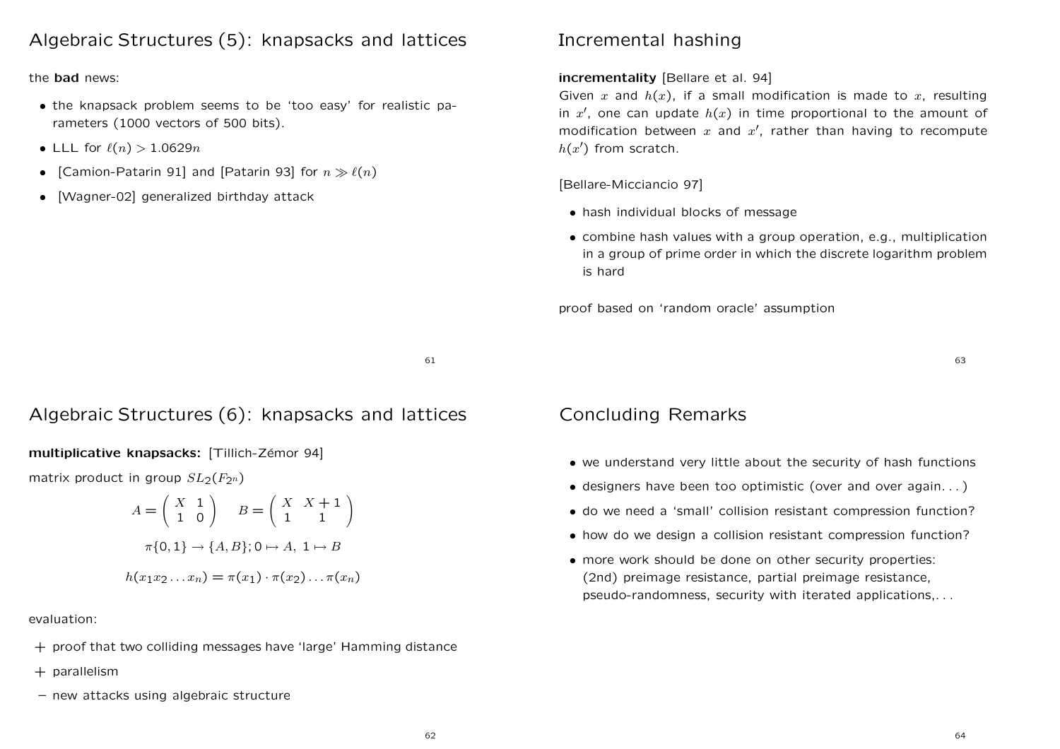## Algebraic Structures (5): knapsacks and lattices

the **bad** news:

- the knapsack problem seems to be 'too easy' for realistic parameters (1000 vectors of 500 bits).
- LLL for $\ell(n) > 1.0629n$
- [Camion-Patarin 91] and [Patarin 93] for $n \gg \ell(n)$
- [Wagner-02] generalized birthday attack

## Algebraic Structures (6): knapsacks and lattices

**multiplicative knapsacks:** [Tillich-Zémor 94]

matrix product in group $SL_2(F_{2^n})$

$$A = \begin{pmatrix} X & 1 \\ 1 & 0 \end{pmatrix} \quad B = \begin{pmatrix} X & X+1 \\ 1 & 1 \end{pmatrix}$$

$$\pi\{0,1\} \to \{A, B\}; 0 \mapsto A,\ 1 \mapsto B$$

$$h(x_1 x_2 \ldots x_n) = \pi(x_1) \cdot \pi(x_2) \ldots \pi(x_n)$$

evaluation:

+ proof that two colliding messages have 'large' Hamming distance
+ parallelism
− new attacks using algebraic structure

## Incremental hashing

**incrementality** [Bellare et al. 94]
Given $x$ and $h(x)$, if a small modification is made to $x$, resulting in $x'$, one can update $h(x)$ in time proportional to the amount of modification between $x$ and $x'$, rather than having to recompute $h(x')$ from scratch.

[Bellare-Micciancio 97]

- hash individual blocks of message
- combine hash values with a group operation, e.g., multiplication in a group of prime order in which the discrete logarithm problem is hard

proof based on 'random oracle' assumption

## Concluding Remarks

- we understand very little about the security of hash functions
- designers have been too optimistic (over and over again. . . )
- do we need a 'small' collision resistant compression function?
- how do we design a collision resistant compression function?
- more work should be done on other security properties: (2nd) preimage resistance, partial preimage resistance, pseudo-randomness, security with iterated applications,. . .